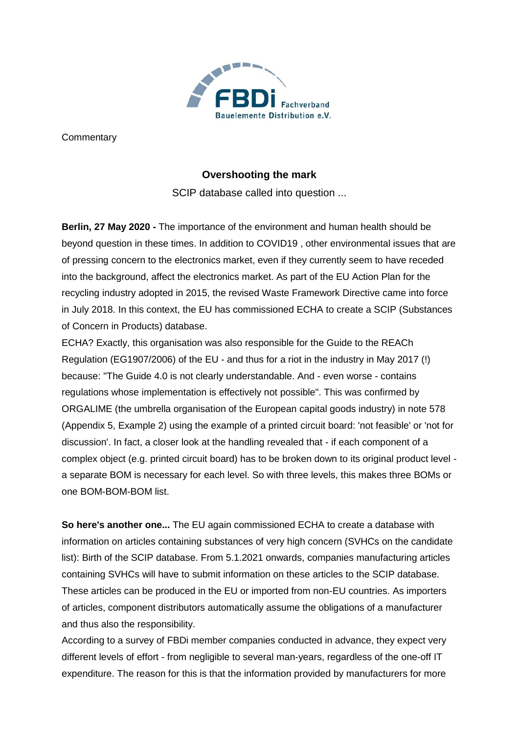Commentary

## Overshooting the mark

SCIP database called into question ...

**Berlin, 27 May 2020 -** The importance of the environment and human health should be beyond question in these times. In addition to COVID19 , other environmental issues that are of pressing concern to the electronics market, even if they currently seem to have receded into the background, affect the electronics market. As part of the EU Action Plan for the recycling industry adopted in 2015, the revised Waste Framework Directive came into force in July 2018. In this context, the EU has commissioned ECHA to create a SCIP (Substances of Concern in Products) database.

ECHA? Exactly, this organisation was also responsible for the Guide to the REACh Regulation (EG1907/2006) of the EU - and thus for a riot in the industry in May 2017 (!) because: "The Guide 4.0 is not clearly understandable. And - even worse - contains regulations whose implementation is effectively not possible". This was confirmed by ORGALIME (the umbrella organisation of the European capital goods industry) in note 578 (Appendix 5, Example 2) using the example of a printed circuit board: 'not feasible' or 'not for discussion'. In fact, a closer look at the handling revealed that - if each component of a complex object (e.g. printed circuit board) has to be broken down to its original product level - a separate BOM is necessary for each level. So with three levels, this makes three BOMs or one BOM-BOM-BOM list.

**So here's another one...** The EU again commissioned ECHA to create a database with information on articles containing substances of very high concern (SVHCs on the candidate list): Birth of the SCIP database. From 5.1.2021 onwards, companies manufacturing articles containing SVHCs will have to submit information on these articles to the SCIP database. These articles can be produced in the EU or imported from non-EU countries. As importers of articles, component distributors automatically assume the obligations of a manufacturer and thus also the responsibility.

According to a survey of FBDi member companies conducted in advance, they expect very different levels of effort - from negligible to several man-years, regardless of the one-off IT expenditure. The reason for this is that the information provided by manufacturers for more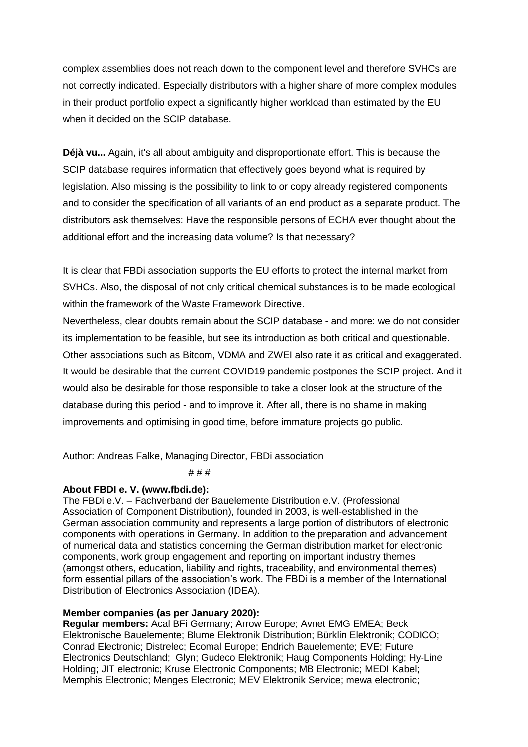complex assemblies does not reach down to the component level and therefore SVHCs are not correctly indicated. Especially distributors with a higher share of more complex modules in their product portfolio expect a significantly higher workload than estimated by the EU when it decided on the SCIP database.

**Déjà vu...** Again, it's all about ambiguity and disproportionate effort. This is because the SCIP database requires information that effectively goes beyond what is required by legislation. Also missing is the possibility to link to or copy already registered components and to consider the specification of all variants of an end product as a separate product. The distributors ask themselves: Have the responsible persons of ECHA ever thought about the additional effort and the increasing data volume? Is that necessary?

It is clear that FBDi association supports the EU efforts to protect the internal market from SVHCs. Also, the disposal of not only critical chemical substances is to be made ecological within the framework of the Waste Framework Directive.
Nevertheless, clear doubts remain about the SCIP database - and more: we do not consider its implementation to be feasible, but see its introduction as both critical and questionable. Other associations such as Bitcom, VDMA and ZWEI also rate it as critical and exaggerated. It would be desirable that the current COVID19 pandemic postpones the SCIP project. And it would also be desirable for those responsible to take a closer look at the structure of the database during this period - and to improve it. After all, there is no shame in making improvements and optimising in good time, before immature projects go public.

Author: Andreas Falke, Managing Director, FBDi association

# # #

**About FBDI e. V. (www.fbdi.de):**
The FBDi e.V. – Fachverband der Bauelemente Distribution e.V. (Professional Association of Component Distribution), founded in 2003, is well-established in the German association community and represents a large portion of distributors of electronic components with operations in Germany. In addition to the preparation and advancement of numerical data and statistics concerning the German distribution market for electronic components, work group engagement and reporting on important industry themes (amongst others, education, liability and rights, traceability, and environmental themes) form essential pillars of the association's work. The FBDi is a member of the International Distribution of Electronics Association (IDEA).

**Member companies (as per January 2020):**
**Regular members:** Acal BFi Germany; Arrow Europe; Avnet EMG EMEA; Beck Elektronische Bauelemente; Blume Elektronik Distribution; Bürklin Elektronik; CODICO; Conrad Electronic; Distrelec; Ecomal Europe; Endrich Bauelemente; EVE; Future Electronics Deutschland; Glyn; Gudeco Elektronik; Haug Components Holding; Hy-Line Holding; JIT electronic; Kruse Electronic Components; MB Electronic; MEDI Kabel; Memphis Electronic; Menges Electronic; MEV Elektronik Service; mewa electronic;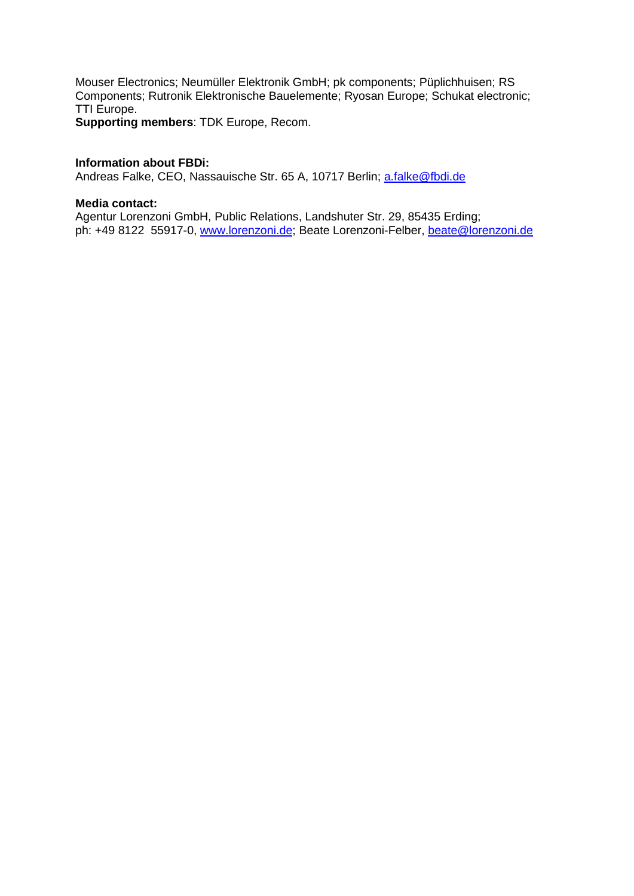Mouser Electronics; Neumüller Elektronik GmbH; pk components; Püplichhuisen; RS Components; Rutronik Elektronische Bauelemente; Ryosan Europe; Schukat electronic; TTI Europe.
**Supporting members**: TDK Europe, Recom.

**Information about FBDi:**
Andreas Falke, CEO, Nassauische Str. 65 A, 10717 Berlin; a.falke@fbdi.de

**Media contact:**
Agentur Lorenzoni GmbH, Public Relations, Landshuter Str. 29, 85435 Erding; ph: +49 8122 55917-0, www.lorenzoni.de; Beate Lorenzoni-Felber, beate@lorenzoni.de